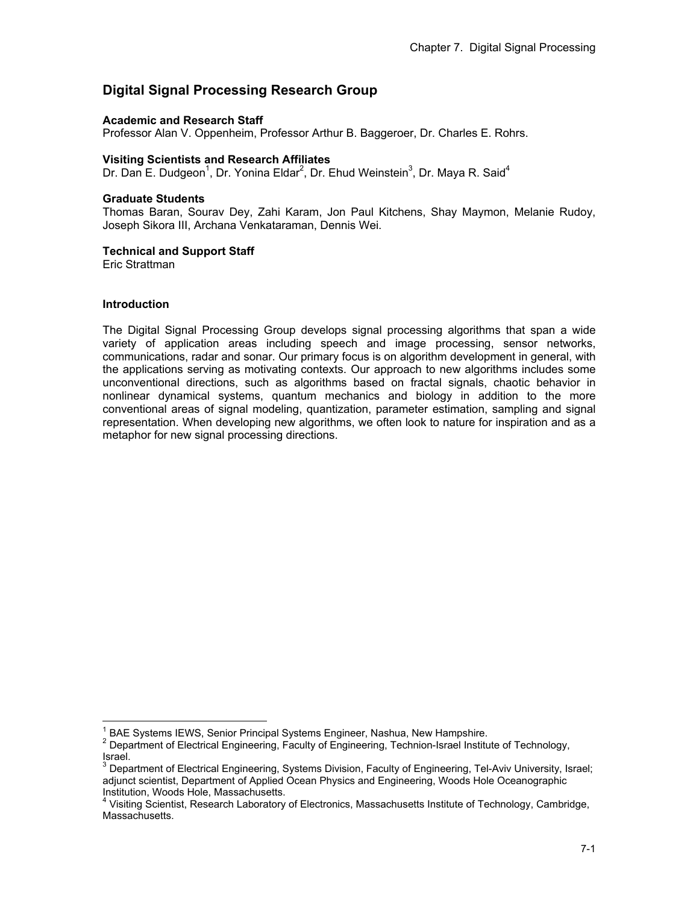# Digital Signal Processing Research Group

**Academic and Research Staff**
Professor Alan V. Oppenheim, Professor Arthur B. Baggeroer, Dr. Charles E. Rohrs.

**Visiting Scientists and Research Affiliates**
Dr. Dan E. Dudgeon[1], Dr. Yonina Eldar[2], Dr. Ehud Weinstein[3], Dr. Maya R. Said[4]

**Graduate Students**
Thomas Baran, Sourav Dey, Zahi Karam, Jon Paul Kitchens, Shay Maymon, Melanie Rudoy, Joseph Sikora III, Archana Venkataraman, Dennis Wei.

**Technical and Support Staff**
Eric Strattman

## Introduction

The Digital Signal Processing Group develops signal processing algorithms that span a wide variety of application areas including speech and image processing, sensor networks, communications, radar and sonar. Our primary focus is on algorithm development in general, with the applications serving as motivating contexts. Our approach to new algorithms includes some unconventional directions, such as algorithms based on fractal signals, chaotic behavior in nonlinear dynamical systems, quantum mechanics and biology in addition to the more conventional areas of signal modeling, quantization, parameter estimation, sampling and signal representation. When developing new algorithms, we often look to nature for inspiration and as a metaphor for new signal processing directions.

---

[1] BAE Systems IEWS, Senior Principal Systems Engineer, Nashua, New Hampshire.
[2] Department of Electrical Engineering, Faculty of Engineering, Technion-Israel Institute of Technology, Israel.
[3] Department of Electrical Engineering, Systems Division, Faculty of Engineering, Tel-Aviv University, Israel; adjunct scientist, Department of Applied Ocean Physics and Engineering, Woods Hole Oceanographic Institution, Woods Hole, Massachusetts.
[4] Visiting Scientist, Research Laboratory of Electronics, Massachusetts Institute of Technology, Cambridge, Massachusetts.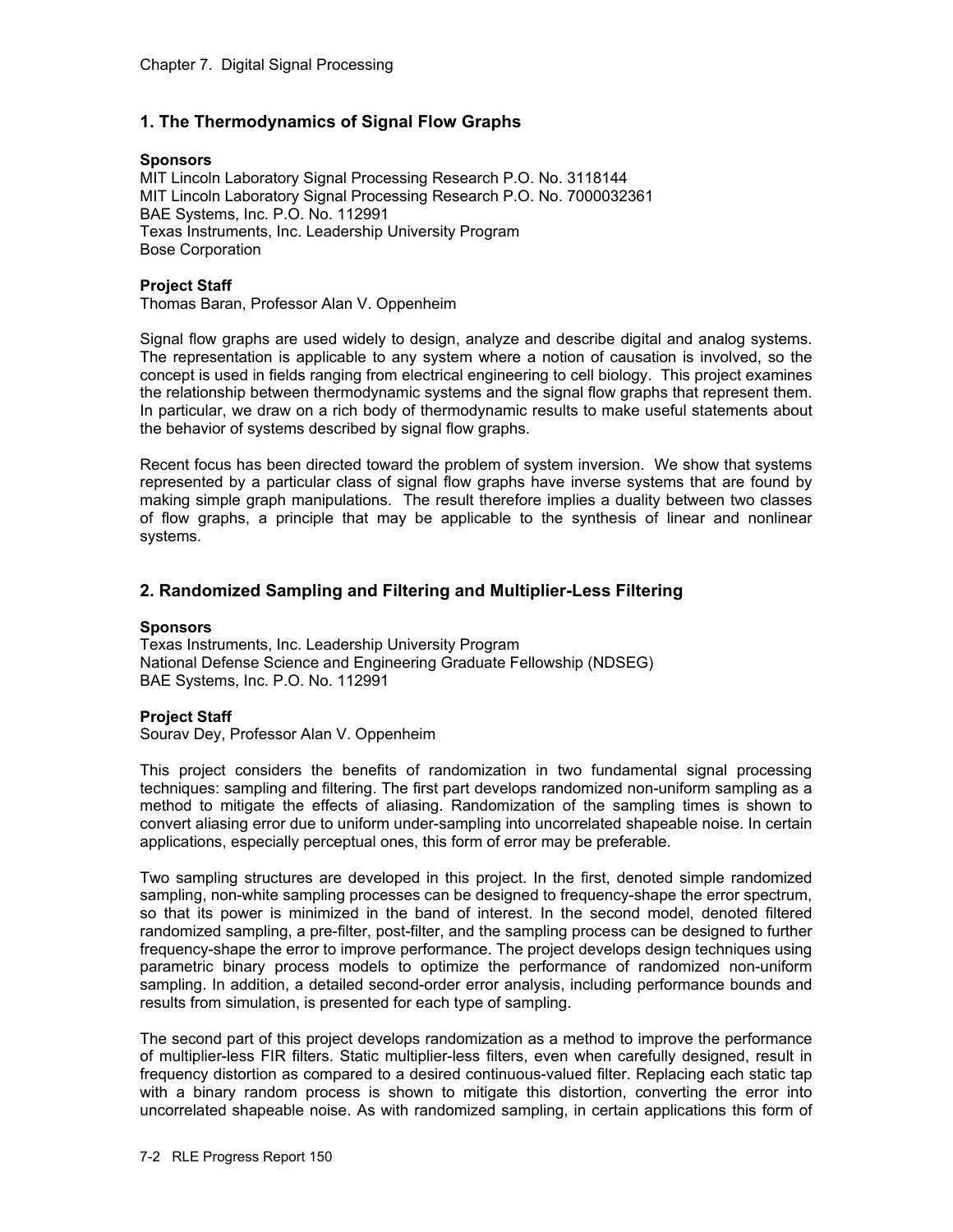## 1. The Thermodynamics of Signal Flow Graphs

**Sponsors**
MIT Lincoln Laboratory Signal Processing Research P.O. No. 3118144
MIT Lincoln Laboratory Signal Processing Research P.O. No. 7000032361
BAE Systems, Inc. P.O. No. 112991
Texas Instruments, Inc. Leadership University Program
Bose Corporation

**Project Staff**
Thomas Baran, Professor Alan V. Oppenheim

Signal flow graphs are used widely to design, analyze and describe digital and analog systems. The representation is applicable to any system where a notion of causation is involved, so the concept is used in fields ranging from electrical engineering to cell biology. This project examines the relationship between thermodynamic systems and the signal flow graphs that represent them. In particular, we draw on a rich body of thermodynamic results to make useful statements about the behavior of systems described by signal flow graphs.

Recent focus has been directed toward the problem of system inversion. We show that systems represented by a particular class of signal flow graphs have inverse systems that are found by making simple graph manipulations. The result therefore implies a duality between two classes of flow graphs, a principle that may be applicable to the synthesis of linear and nonlinear systems.

## 2. Randomized Sampling and Filtering and Multiplier-Less Filtering

**Sponsors**
Texas Instruments, Inc. Leadership University Program
National Defense Science and Engineering Graduate Fellowship (NDSEG)
BAE Systems, Inc. P.O. No. 112991

**Project Staff**
Sourav Dey, Professor Alan V. Oppenheim

This project considers the benefits of randomization in two fundamental signal processing techniques: sampling and filtering. The first part develops randomized non-uniform sampling as a method to mitigate the effects of aliasing. Randomization of the sampling times is shown to convert aliasing error due to uniform under-sampling into uncorrelated shapeable noise. In certain applications, especially perceptual ones, this form of error may be preferable.

Two sampling structures are developed in this project. In the first, denoted simple randomized sampling, non-white sampling processes can be designed to frequency-shape the error spectrum, so that its power is minimized in the band of interest. In the second model, denoted filtered randomized sampling, a pre-filter, post-filter, and the sampling process can be designed to further frequency-shape the error to improve performance. The project develops design techniques using parametric binary process models to optimize the performance of randomized non-uniform sampling. In addition, a detailed second-order error analysis, including performance bounds and results from simulation, is presented for each type of sampling.

The second part of this project develops randomization as a method to improve the performance of multiplier-less FIR filters. Static multiplier-less filters, even when carefully designed, result in frequency distortion as compared to a desired continuous-valued filter. Replacing each static tap with a binary random process is shown to mitigate this distortion, converting the error into uncorrelated shapeable noise. As with randomized sampling, in certain applications this form of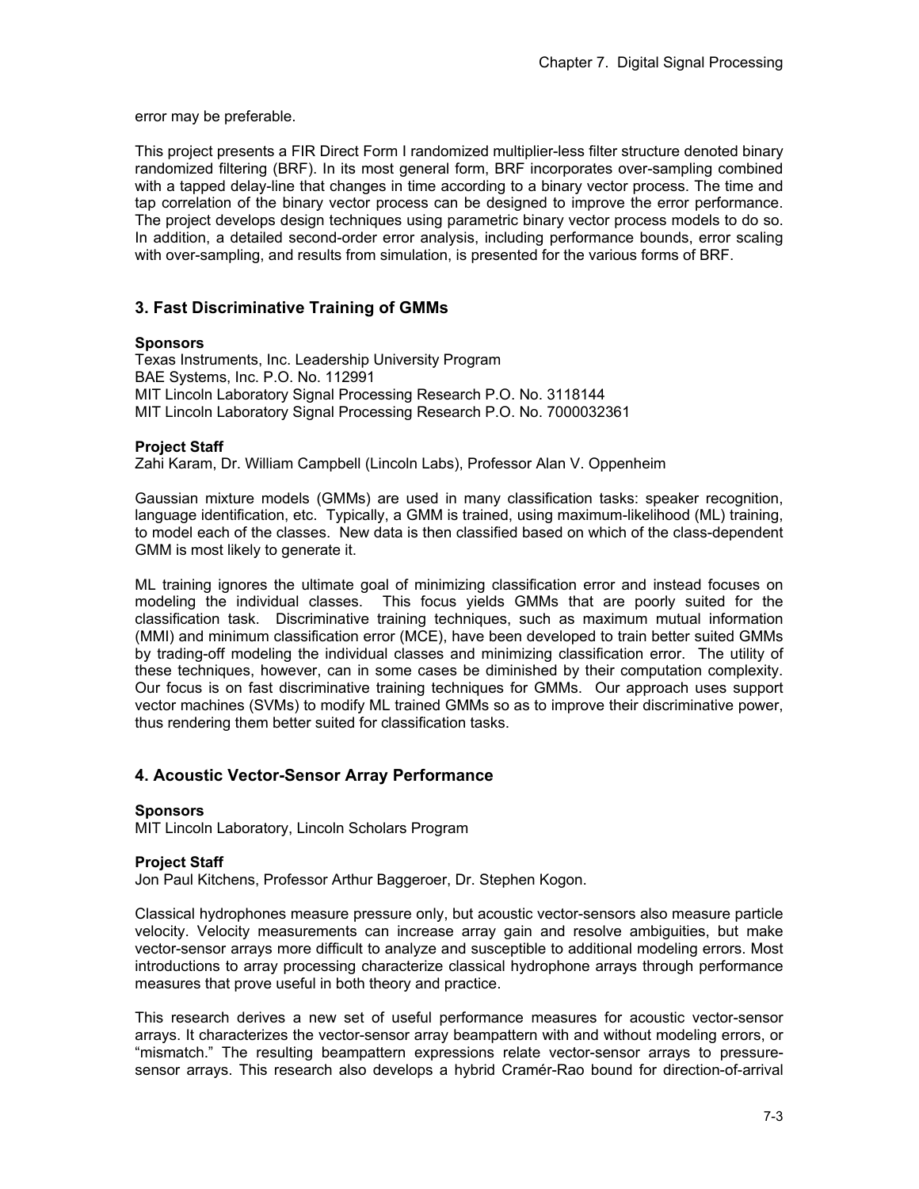error may be preferable.

This project presents a FIR Direct Form I randomized multiplier-less filter structure denoted binary randomized filtering (BRF). In its most general form, BRF incorporates over-sampling combined with a tapped delay-line that changes in time according to a binary vector process. The time and tap correlation of the binary vector process can be designed to improve the error performance. The project develops design techniques using parametric binary vector process models to do so. In addition, a detailed second-order error analysis, including performance bounds, error scaling with over-sampling, and results from simulation, is presented for the various forms of BRF.

## 3. Fast Discriminative Training of GMMs

**Sponsors**

Texas Instruments, Inc. Leadership University Program
BAE Systems, Inc. P.O. No. 112991
MIT Lincoln Laboratory Signal Processing Research P.O. No. 3118144
MIT Lincoln Laboratory Signal Processing Research P.O. No. 7000032361

**Project Staff**

Zahi Karam, Dr. William Campbell (Lincoln Labs), Professor Alan V. Oppenheim

Gaussian mixture models (GMMs) are used in many classification tasks: speaker recognition, language identification, etc. Typically, a GMM is trained, using maximum-likelihood (ML) training, to model each of the classes. New data is then classified based on which of the class-dependent GMM is most likely to generate it.

ML training ignores the ultimate goal of minimizing classification error and instead focuses on modeling the individual classes. This focus yields GMMs that are poorly suited for the classification task. Discriminative training techniques, such as maximum mutual information (MMI) and minimum classification error (MCE), have been developed to train better suited GMMs by trading-off modeling the individual classes and minimizing classification error. The utility of these techniques, however, can in some cases be diminished by their computation complexity. Our focus is on fast discriminative training techniques for GMMs. Our approach uses support vector machines (SVMs) to modify ML trained GMMs so as to improve their discriminative power, thus rendering them better suited for classification tasks.

## 4. Acoustic Vector-Sensor Array Performance

**Sponsors**

MIT Lincoln Laboratory, Lincoln Scholars Program

**Project Staff**

Jon Paul Kitchens, Professor Arthur Baggeroer, Dr. Stephen Kogon.

Classical hydrophones measure pressure only, but acoustic vector-sensors also measure particle velocity. Velocity measurements can increase array gain and resolve ambiguities, but make vector-sensor arrays more difficult to analyze and susceptible to additional modeling errors. Most introductions to array processing characterize classical hydrophone arrays through performance measures that prove useful in both theory and practice.

This research derives a new set of useful performance measures for acoustic vector-sensor arrays. It characterizes the vector-sensor array beampattern with and without modeling errors, or "mismatch." The resulting beampattern expressions relate vector-sensor arrays to pressure-sensor arrays. This research also develops a hybrid Cramér-Rao bound for direction-of-arrival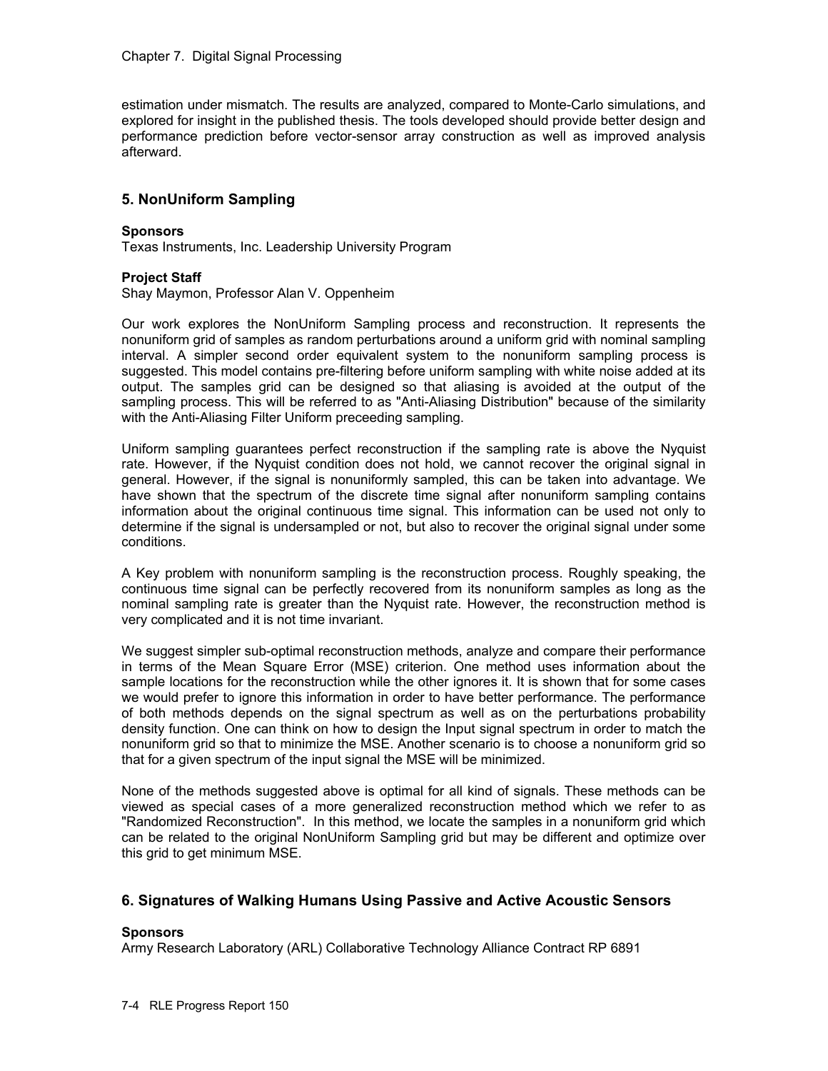estimation under mismatch. The results are analyzed, compared to Monte-Carlo simulations, and explored for insight in the published thesis. The tools developed should provide better design and performance prediction before vector-sensor array construction as well as improved analysis afterward.

## 5. NonUniform Sampling

**Sponsors**
Texas Instruments, Inc. Leadership University Program

**Project Staff**
Shay Maymon, Professor Alan V. Oppenheim

Our work explores the NonUniform Sampling process and reconstruction. It represents the nonuniform grid of samples as random perturbations around a uniform grid with nominal sampling interval. A simpler second order equivalent system to the nonuniform sampling process is suggested. This model contains pre-filtering before uniform sampling with white noise added at its output. The samples grid can be designed so that aliasing is avoided at the output of the sampling process. This will be referred to as "Anti-Aliasing Distribution" because of the similarity with the Anti-Aliasing Filter Uniform preceeding sampling.

Uniform sampling guarantees perfect reconstruction if the sampling rate is above the Nyquist rate. However, if the Nyquist condition does not hold, we cannot recover the original signal in general. However, if the signal is nonuniformly sampled, this can be taken into advantage. We have shown that the spectrum of the discrete time signal after nonuniform sampling contains information about the original continuous time signal. This information can be used not only to determine if the signal is undersampled or not, but also to recover the original signal under some conditions.

A Key problem with nonuniform sampling is the reconstruction process. Roughly speaking, the continuous time signal can be perfectly recovered from its nonuniform samples as long as the nominal sampling rate is greater than the Nyquist rate. However, the reconstruction method is very complicated and it is not time invariant.

We suggest simpler sub-optimal reconstruction methods, analyze and compare their performance in terms of the Mean Square Error (MSE) criterion. One method uses information about the sample locations for the reconstruction while the other ignores it. It is shown that for some cases we would prefer to ignore this information in order to have better performance. The performance of both methods depends on the signal spectrum as well as on the perturbations probability density function. One can think on how to design the Input signal spectrum in order to match the nonuniform grid so that to minimize the MSE. Another scenario is to choose a nonuniform grid so that for a given spectrum of the input signal the MSE will be minimized.

None of the methods suggested above is optimal for all kind of signals. These methods can be viewed as special cases of a more generalized reconstruction method which we refer to as "Randomized Reconstruction". In this method, we locate the samples in a nonuniform grid which can be related to the original NonUniform Sampling grid but may be different and optimize over this grid to get minimum MSE.

## 6. Signatures of Walking Humans Using Passive and Active Acoustic Sensors

**Sponsors**
Army Research Laboratory (ARL) Collaborative Technology Alliance Contract RP 6891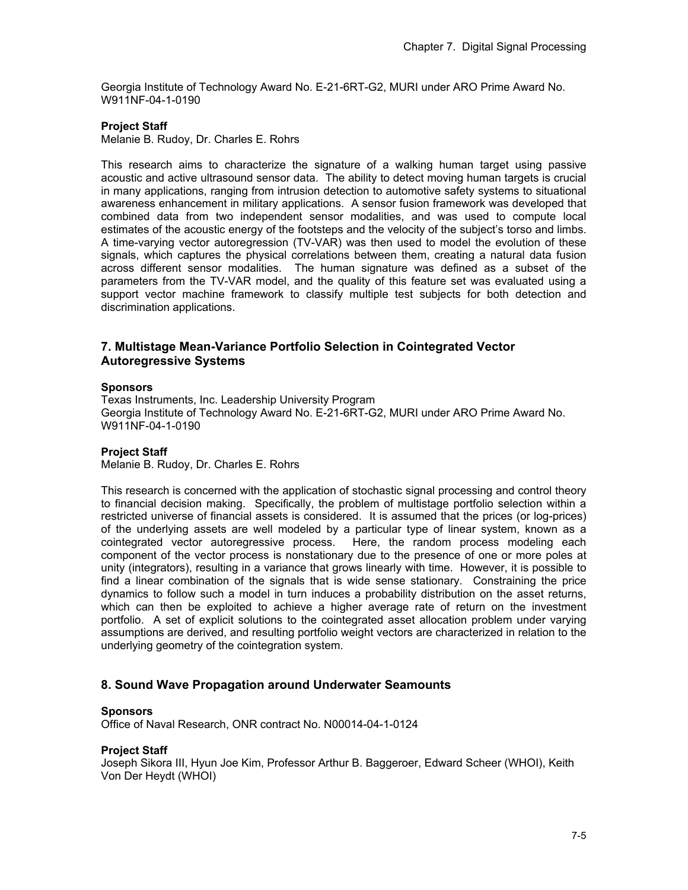Georgia Institute of Technology Award No. E-21-6RT-G2, MURI under ARO Prime Award No. W911NF-04-1-0190

**Project Staff**

Melanie B. Rudoy, Dr. Charles E. Rohrs

This research aims to characterize the signature of a walking human target using passive acoustic and active ultrasound sensor data. The ability to detect moving human targets is crucial in many applications, ranging from intrusion detection to automotive safety systems to situational awareness enhancement in military applications. A sensor fusion framework was developed that combined data from two independent sensor modalities, and was used to compute local estimates of the acoustic energy of the footsteps and the velocity of the subject's torso and limbs. A time-varying vector autoregression (TV-VAR) was then used to model the evolution of these signals, which captures the physical correlations between them, creating a natural data fusion across different sensor modalities. The human signature was defined as a subset of the parameters from the TV-VAR model, and the quality of this feature set was evaluated using a support vector machine framework to classify multiple test subjects for both detection and discrimination applications.

## 7. Multistage Mean-Variance Portfolio Selection in Cointegrated Vector Autoregressive Systems

**Sponsors**

Texas Instruments, Inc. Leadership University Program
Georgia Institute of Technology Award No. E-21-6RT-G2, MURI under ARO Prime Award No. W911NF-04-1-0190

**Project Staff**

Melanie B. Rudoy, Dr. Charles E. Rohrs

This research is concerned with the application of stochastic signal processing and control theory to financial decision making. Specifically, the problem of multistage portfolio selection within a restricted universe of financial assets is considered. It is assumed that the prices (or log-prices) of the underlying assets are well modeled by a particular type of linear system, known as a cointegrated vector autoregressive process. Here, the random process modeling each component of the vector process is nonstationary due to the presence of one or more poles at unity (integrators), resulting in a variance that grows linearly with time. However, it is possible to find a linear combination of the signals that is wide sense stationary. Constraining the price dynamics to follow such a model in turn induces a probability distribution on the asset returns, which can then be exploited to achieve a higher average rate of return on the investment portfolio. A set of explicit solutions to the cointegrated asset allocation problem under varying assumptions are derived, and resulting portfolio weight vectors are characterized in relation to the underlying geometry of the cointegration system.

## 8. Sound Wave Propagation around Underwater Seamounts

**Sponsors**

Office of Naval Research, ONR contract No. N00014-04-1-0124

**Project Staff**

Joseph Sikora III, Hyun Joe Kim, Professor Arthur B. Baggeroer, Edward Scheer (WHOI), Keith Von Der Heydt (WHOI)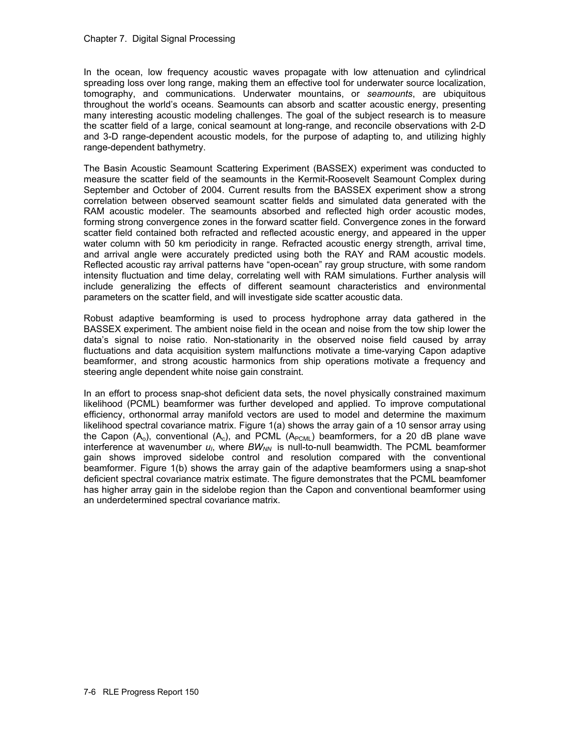In the ocean, low frequency acoustic waves propagate with low attenuation and cylindrical spreading loss over long range, making them an effective tool for underwater source localization, tomography, and communications. Underwater mountains, or *seamounts*, are ubiquitous throughout the world's oceans. Seamounts can absorb and scatter acoustic energy, presenting many interesting acoustic modeling challenges. The goal of the subject research is to measure the scatter field of a large, conical seamount at long-range, and reconcile observations with 2-D and 3-D range-dependent acoustic models, for the purpose of adapting to, and utilizing highly range-dependent bathymetry.

The Basin Acoustic Seamount Scattering Experiment (BASSEX) experiment was conducted to measure the scatter field of the seamounts in the Kermit-Roosevelt Seamount Complex during September and October of 2004. Current results from the BASSEX experiment show a strong correlation between observed seamount scatter fields and simulated data generated with the RAM acoustic modeler. The seamounts absorbed and reflected high order acoustic modes, forming strong convergence zones in the forward scatter field. Convergence zones in the forward scatter field contained both refracted and reflected acoustic energy, and appeared in the upper water column with 50 km periodicity in range. Refracted acoustic energy strength, arrival time, and arrival angle were accurately predicted using both the RAY and RAM acoustic models. Reflected acoustic ray arrival patterns have "open-ocean" ray group structure, with some random intensity fluctuation and time delay, correlating well with RAM simulations. Further analysis will include generalizing the effects of different seamount characteristics and environmental parameters on the scatter field, and will investigate side scatter acoustic data.

Robust adaptive beamforming is used to process hydrophone array data gathered in the BASSEX experiment. The ambient noise field in the ocean and noise from the tow ship lower the data's signal to noise ratio. Non-stationarity in the observed noise field caused by array fluctuations and data acquisition system malfunctions motivate a time-varying Capon adaptive beamformer, and strong acoustic harmonics from ship operations motivate a frequency and steering angle dependent white noise gain constraint.

In an effort to process snap-shot deficient data sets, the novel physically constrained maximum likelihood (PCML) beamformer was further developed and applied. To improve computational efficiency, orthonormal array manifold vectors are used to model and determine the maximum likelihood spectral covariance matrix. Figure 1(a) shows the array gain of a 10 sensor array using the Capon ($A_o$), conventional ($A_c$), and PCML ($A_{PCML}$) beamformers, for a 20 dB plane wave interference at wavenumber $u_I$, where $BW_{NN}$ is null-to-null beamwidth. The PCML beamformer gain shows improved sidelobe control and resolution compared with the conventional beamformer. Figure 1(b) shows the array gain of the adaptive beamformers using a snap-shot deficient spectral covariance matrix estimate. The figure demonstrates that the PCML beamfomer has higher array gain in the sidelobe region than the Capon and conventional beamformer using an underdetermined spectral covariance matrix.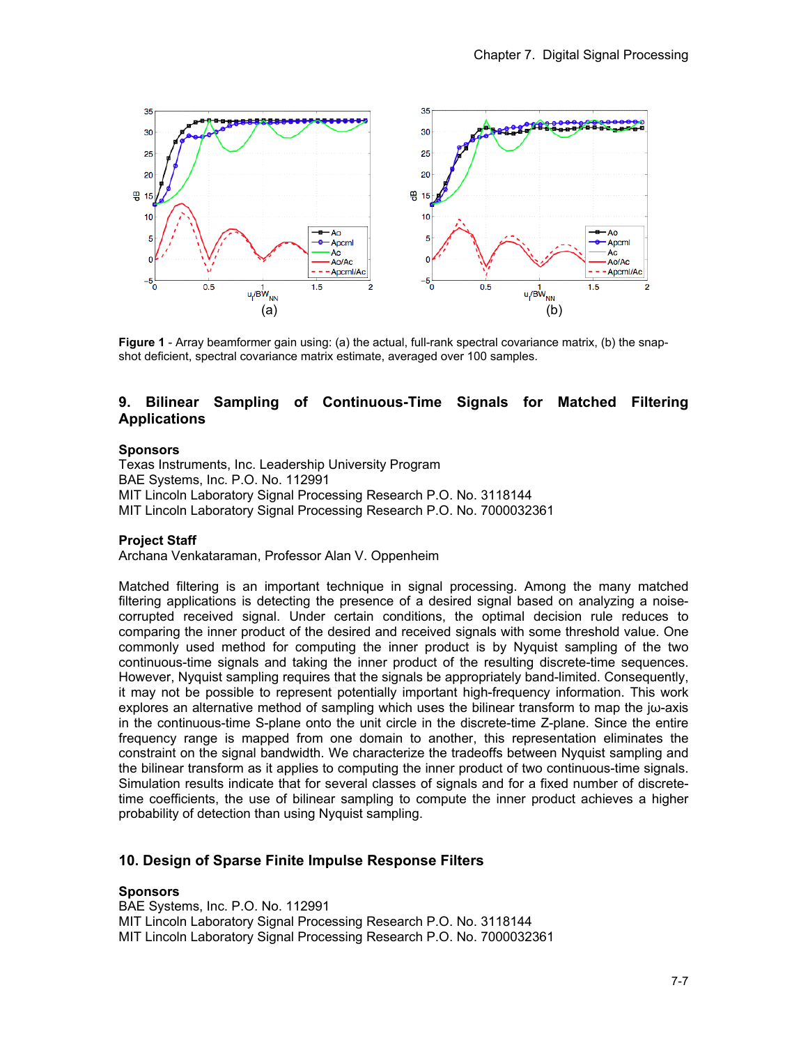**Figure 1** - Array beamformer gain using: (a) the actual, full-rank spectral covariance matrix, (b) the snap-shot deficient, spectral covariance matrix estimate, averaged over 100 samples.

## 9. Bilinear Sampling of Continuous-Time Signals for Matched Filtering Applications

**Sponsors**
Texas Instruments, Inc. Leadership University Program
BAE Systems, Inc. P.O. No. 112991
MIT Lincoln Laboratory Signal Processing Research P.O. No. 3118144
MIT Lincoln Laboratory Signal Processing Research P.O. No. 7000032361

**Project Staff**
Archana Venkataraman, Professor Alan V. Oppenheim

Matched filtering is an important technique in signal processing. Among the many matched filtering applications is detecting the presence of a desired signal based on analyzing a noise-corrupted received signal. Under certain conditions, the optimal decision rule reduces to comparing the inner product of the desired and received signals with some threshold value. One commonly used method for computing the inner product is by Nyquist sampling of the two continuous-time signals and taking the inner product of the resulting discrete-time sequences. However, Nyquist sampling requires that the signals be appropriately band-limited. Consequently, it may not be possible to represent potentially important high-frequency information. This work explores an alternative method of sampling which uses the bilinear transform to map the $j\omega$-axis in the continuous-time S-plane onto the unit circle in the discrete-time Z-plane. Since the entire frequency range is mapped from one domain to another, this representation eliminates the constraint on the signal bandwidth. We characterize the tradeoffs between Nyquist sampling and the bilinear transform as it applies to computing the inner product of two continuous-time signals. Simulation results indicate that for several classes of signals and for a fixed number of discrete-time coefficients, the use of bilinear sampling to compute the inner product achieves a higher probability of detection than using Nyquist sampling.

## 10. Design of Sparse Finite Impulse Response Filters

**Sponsors**
BAE Systems, Inc. P.O. No. 112991
MIT Lincoln Laboratory Signal Processing Research P.O. No. 3118144
MIT Lincoln Laboratory Signal Processing Research P.O. No. 7000032361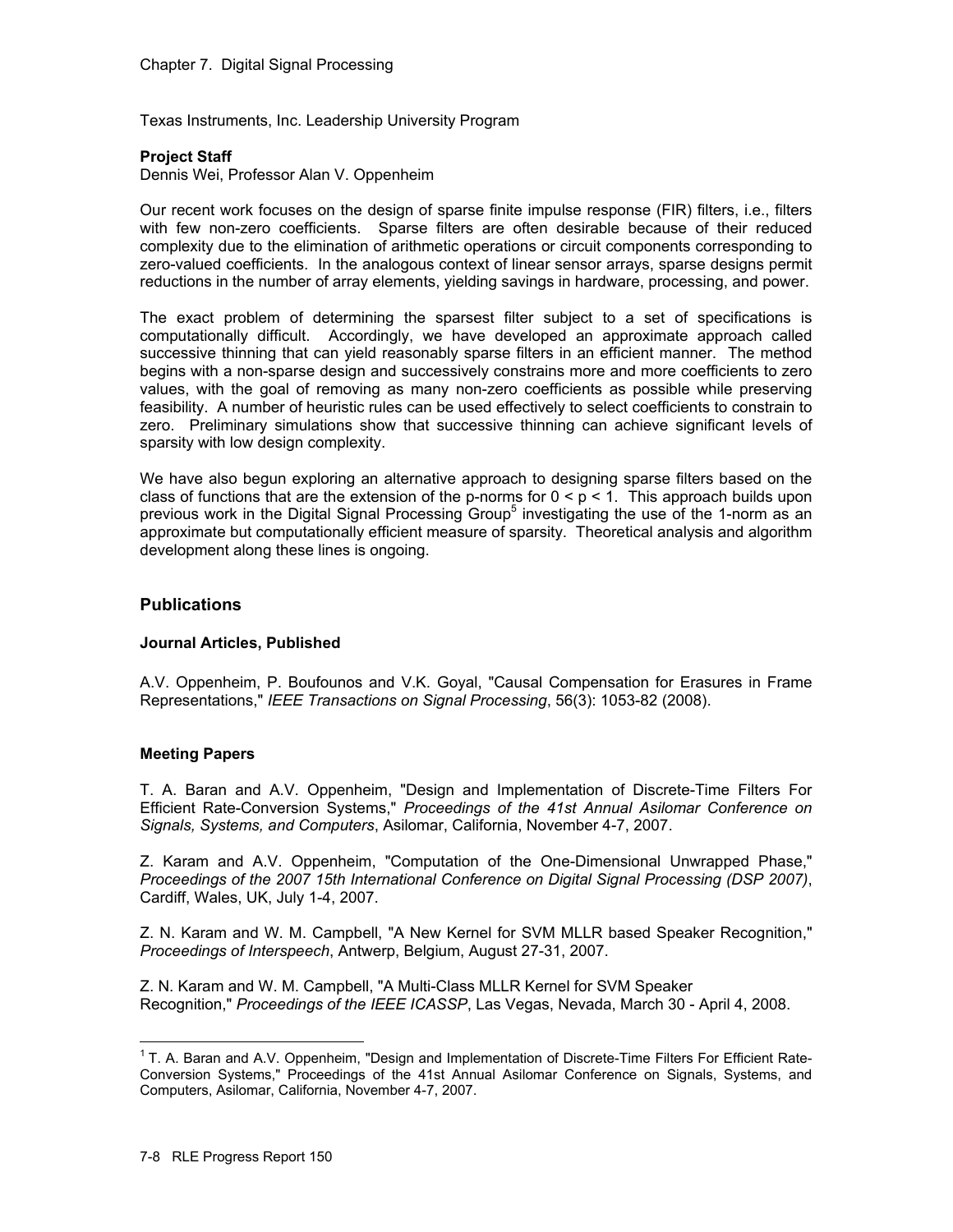Texas Instruments, Inc. Leadership University Program

**Project Staff**

Dennis Wei, Professor Alan V. Oppenheim

Our recent work focuses on the design of sparse finite impulse response (FIR) filters, i.e., filters with few non-zero coefficients. Sparse filters are often desirable because of their reduced complexity due to the elimination of arithmetic operations or circuit components corresponding to zero-valued coefficients. In the analogous context of linear sensor arrays, sparse designs permit reductions in the number of array elements, yielding savings in hardware, processing, and power.

The exact problem of determining the sparsest filter subject to a set of specifications is computationally difficult. Accordingly, we have developed an approximate approach called successive thinning that can yield reasonably sparse filters in an efficient manner. The method begins with a non-sparse design and successively constrains more and more coefficients to zero values, with the goal of removing as many non-zero coefficients as possible while preserving feasibility. A number of heuristic rules can be used effectively to select coefficients to constrain to zero. Preliminary simulations show that successive thinning can achieve significant levels of sparsity with low design complexity.

We have also begun exploring an alternative approach to designing sparse filters based on the class of functions that are the extension of the p-norms for $0 < p < 1$. This approach builds upon previous work in the Digital Signal Processing Group[5] investigating the use of the 1-norm as an approximate but computationally efficient measure of sparsity. Theoretical analysis and algorithm development along these lines is ongoing.

## Publications

### Journal Articles, Published

A.V. Oppenheim, P. Boufounos and V.K. Goyal, "Causal Compensation for Erasures in Frame Representations," *IEEE Transactions on Signal Processing*, 56(3): 1053-82 (2008).

### Meeting Papers

T. A. Baran and A.V. Oppenheim, "Design and Implementation of Discrete-Time Filters For Efficient Rate-Conversion Systems," *Proceedings of the 41st Annual Asilomar Conference on Signals, Systems, and Computers*, Asilomar, California, November 4-7, 2007.

Z. Karam and A.V. Oppenheim, "Computation of the One-Dimensional Unwrapped Phase," *Proceedings of the 2007 15th International Conference on Digital Signal Processing (DSP 2007)*, Cardiff, Wales, UK, July 1-4, 2007.

Z. N. Karam and W. M. Campbell, "A New Kernel for SVM MLLR based Speaker Recognition," *Proceedings of Interspeech*, Antwerp, Belgium, August 27-31, 2007.

Z. N. Karam and W. M. Campbell, "A Multi-Class MLLR Kernel for SVM Speaker Recognition," *Proceedings of the IEEE ICASSP*, Las Vegas, Nevada, March 30 - April 4, 2008.

---

[1] T. A. Baran and A.V. Oppenheim, "Design and Implementation of Discrete-Time Filters For Efficient Rate-Conversion Systems," Proceedings of the 41st Annual Asilomar Conference on Signals, Systems, and Computers, Asilomar, California, November 4-7, 2007.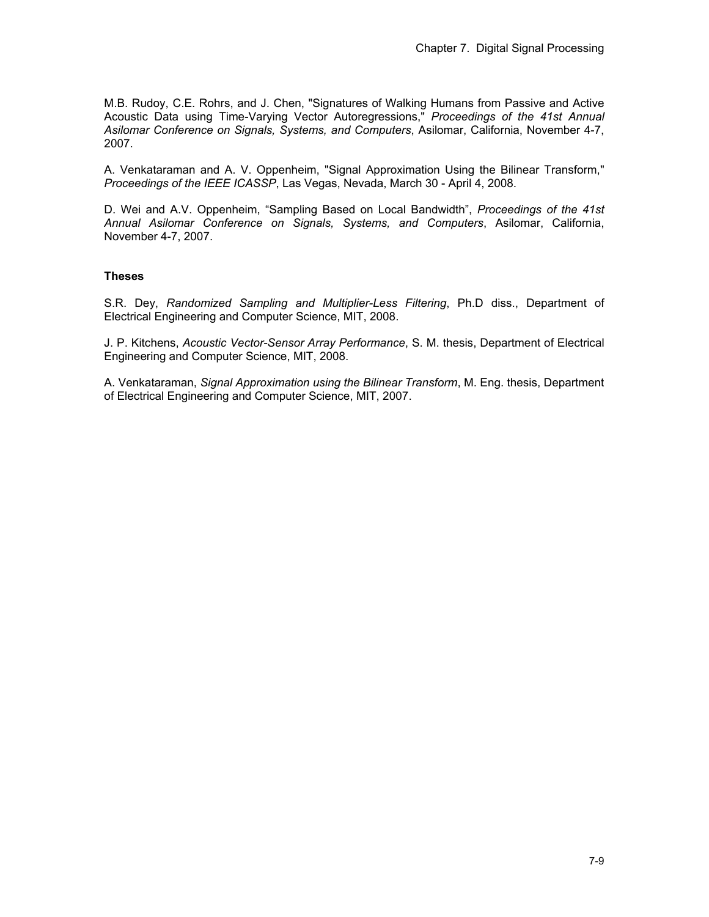M.B. Rudoy, C.E. Rohrs, and J. Chen, "Signatures of Walking Humans from Passive and Active Acoustic Data using Time-Varying Vector Autoregressions," *Proceedings of the 41st Annual Asilomar Conference on Signals, Systems, and Computers*, Asilomar, California, November 4-7, 2007.

A. Venkataraman and A. V. Oppenheim, "Signal Approximation Using the Bilinear Transform," *Proceedings of the IEEE ICASSP*, Las Vegas, Nevada, March 30 - April 4, 2008.

D. Wei and A.V. Oppenheim, "Sampling Based on Local Bandwidth", *Proceedings of the 41st Annual Asilomar Conference on Signals, Systems, and Computers*, Asilomar, California, November 4-7, 2007.

**Theses**

S.R. Dey, *Randomized Sampling and Multiplier-Less Filtering*, Ph.D diss., Department of Electrical Engineering and Computer Science, MIT, 2008.

J. P. Kitchens, *Acoustic Vector-Sensor Array Performance*, S. M. thesis, Department of Electrical Engineering and Computer Science, MIT, 2008.

A. Venkataraman, *Signal Approximation using the Bilinear Transform*, M. Eng. thesis, Department of Electrical Engineering and Computer Science, MIT, 2007.